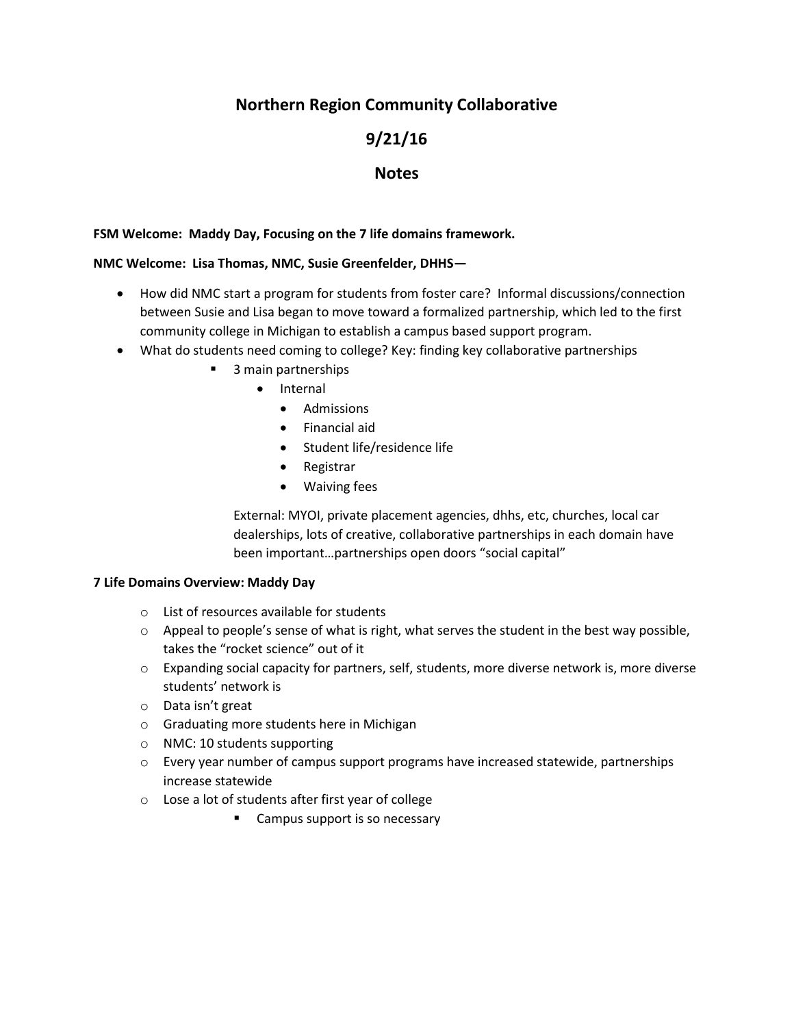# Northern Region Community Collaborative

## 9/21/16

## Notes

**FSM Welcome: Maddy Day, Focusing on the 7 life domains framework.**

**NMC Welcome: Lisa Thomas, NMC, Susie Greenfelder, DHHS—**

- How did NMC start a program for students from foster care? Informal discussions/connection between Susie and Lisa began to move toward a formalized partnership, which led to the first community college in Michigan to establish a campus based support program.
- What do students need coming to college? Key: finding key collaborative partnerships
    - 3 main partnerships
        - Internal
            - Admissions
            - Financial aid
            - Student life/residence life
            - Registrar
            - Waiving fees

        External: MYOI, private placement agencies, dhhs, etc, churches, local car dealerships, lots of creative, collaborative partnerships in each domain have been important…partnerships open doors "social capital"

**7 Life Domains Overview: Maddy Day**

- List of resources available for students
- Appeal to people's sense of what is right, what serves the student in the best way possible, takes the "rocket science" out of it
- Expanding social capacity for partners, self, students, more diverse network is, more diverse students' network is
- Data isn't great
- Graduating more students here in Michigan
- NMC: 10 students supporting
- Every year number of campus support programs have increased statewide, partnerships increase statewide
- Lose a lot of students after first year of college
    - Campus support is so necessary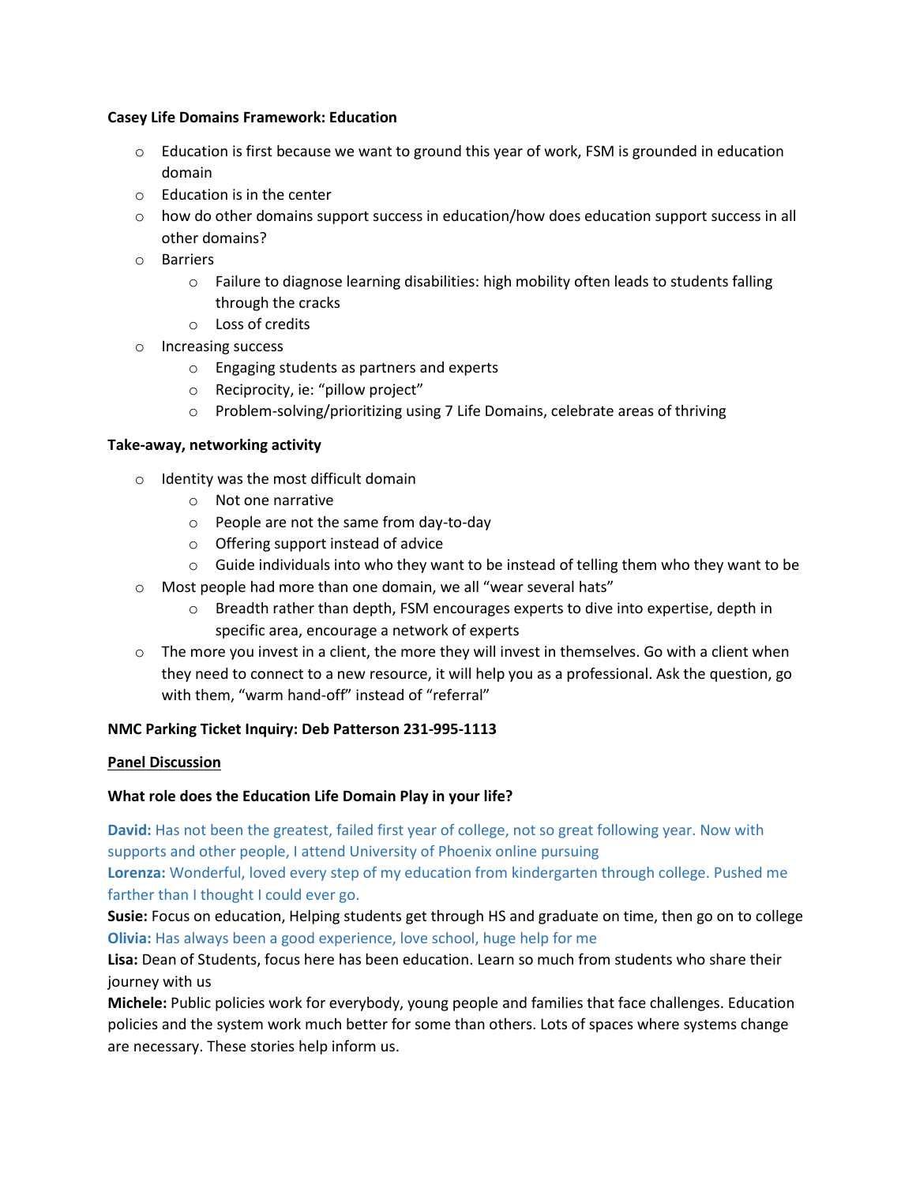**Casey Life Domains Framework: Education**

- Education is first because we want to ground this year of work, FSM is grounded in education domain
- Education is in the center
- how do other domains support success in education/how does education support success in all other domains?
- Barriers
  - Failure to diagnose learning disabilities: high mobility often leads to students falling through the cracks
  - Loss of credits
- Increasing success
  - Engaging students as partners and experts
  - Reciprocity, ie: "pillow project"
  - Problem-solving/prioritizing using 7 Life Domains, celebrate areas of thriving

**Take-away, networking activity**

- Identity was the most difficult domain
  - Not one narrative
  - People are not the same from day-to-day
  - Offering support instead of advice
  - Guide individuals into who they want to be instead of telling them who they want to be
- Most people had more than one domain, we all "wear several hats"
  - Breadth rather than depth, FSM encourages experts to dive into expertise, depth in specific area, encourage a network of experts
- The more you invest in a client, the more they will invest in themselves. Go with a client when they need to connect to a new resource, it will help you as a professional. Ask the question, go with them, "warm hand-off" instead of "referral"

**NMC Parking Ticket Inquiry: Deb Patterson 231-995-1113**

**<u>Panel Discussion</u>**

**What role does the Education Life Domain Play in your life?**

**David:** Has not been the greatest, failed first year of college, not so great following year. Now with supports and other people, I attend University of Phoenix online pursuing

**Lorenza:** Wonderful, loved every step of my education from kindergarten through college. Pushed me farther than I thought I could ever go.

**Susie:** Focus on education, Helping students get through HS and graduate on time, then go on to college

**Olivia:** Has always been a good experience, love school, huge help for me

**Lisa:** Dean of Students, focus here has been education. Learn so much from students who share their journey with us

**Michele:** Public policies work for everybody, young people and families that face challenges. Education policies and the system work much better for some than others. Lots of spaces where systems change are necessary. These stories help inform us.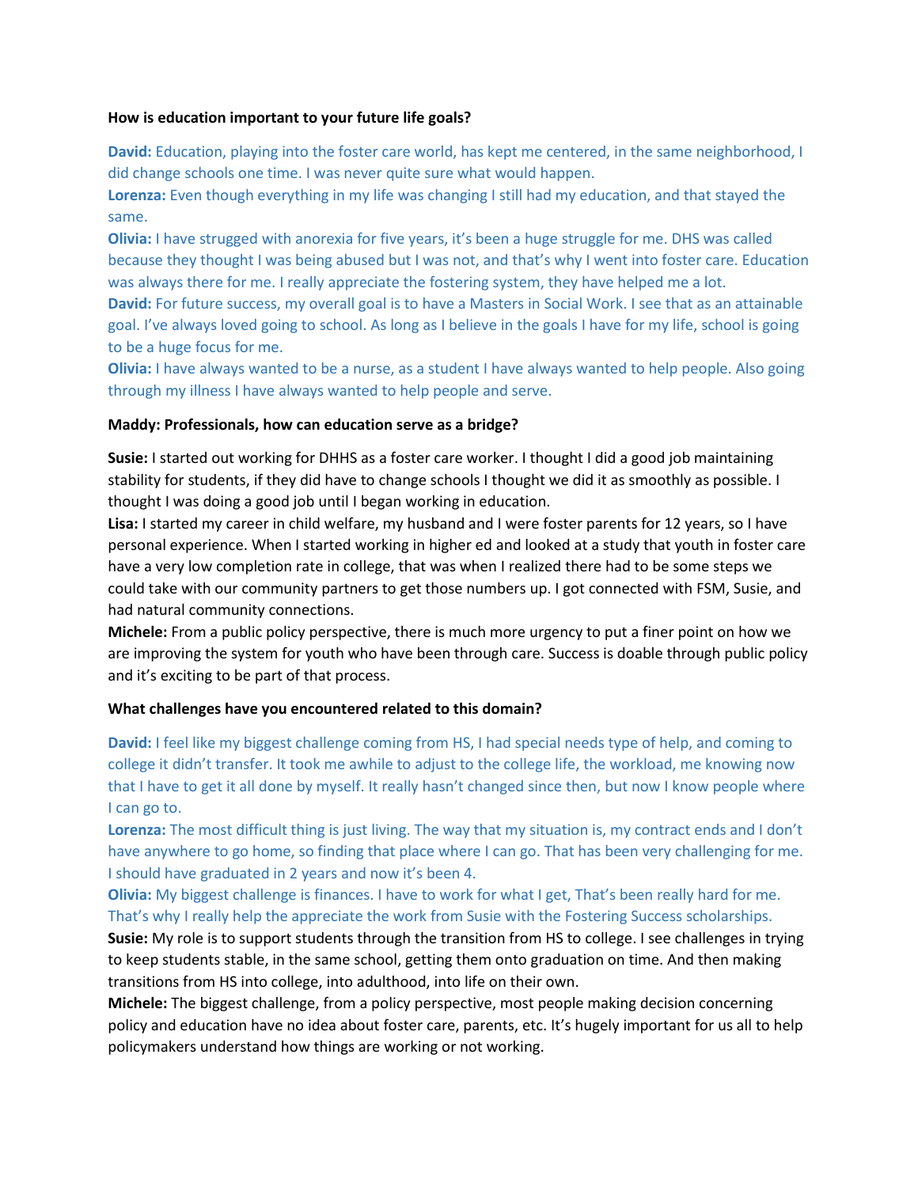**How is education important to your future life goals?**

**David:** Education, playing into the foster care world, has kept me centered, in the same neighborhood, I did change schools one time. I was never quite sure what would happen.
**Lorenza:** Even though everything in my life was changing I still had my education, and that stayed the same.
**Olivia:** I have strugged with anorexia for five years, it's been a huge struggle for me. DHS was called because they thought I was being abused but I was not, and that's why I went into foster care. Education was always there for me. I really appreciate the fostering system, they have helped me a lot.
**David:** For future success, my overall goal is to have a Masters in Social Work. I see that as an attainable goal. I've always loved going to school. As long as I believe in the goals I have for my life, school is going to be a huge focus for me.
**Olivia:** I have always wanted to be a nurse, as a student I have always wanted to help people. Also going through my illness I have always wanted to help people and serve.

**Maddy: Professionals, how can education serve as a bridge?**

**Susie:** I started out working for DHHS as a foster care worker. I thought I did a good job maintaining stability for students, if they did have to change schools I thought we did it as smoothly as possible. I thought I was doing a good job until I began working in education.
**Lisa:** I started my career in child welfare, my husband and I were foster parents for 12 years, so I have personal experience. When I started working in higher ed and looked at a study that youth in foster care have a very low completion rate in college, that was when I realized there had to be some steps we could take with our community partners to get those numbers up. I got connected with FSM, Susie, and had natural community connections.
**Michele:** From a public policy perspective, there is much more urgency to put a finer point on how we are improving the system for youth who have been through care. Success is doable through public policy and it's exciting to be part of that process.

**What challenges have you encountered related to this domain?**

**David:** I feel like my biggest challenge coming from HS, I had special needs type of help, and coming to college it didn't transfer. It took me awhile to adjust to the college life, the workload, me knowing now that I have to get it all done by myself. It really hasn't changed since then, but now I know people where I can go to.
**Lorenza:** The most difficult thing is just living. The way that my situation is, my contract ends and I don't have anywhere to go home, so finding that place where I can go. That has been very challenging for me. I should have graduated in 2 years and now it's been 4.
**Olivia:** My biggest challenge is finances. I have to work for what I get, That's been really hard for me. That's why I really help the appreciate the work from Susie with the Fostering Success scholarships.
**Susie:** My role is to support students through the transition from HS to college. I see challenges in trying to keep students stable, in the same school, getting them onto graduation on time. And then making transitions from HS into college, into adulthood, into life on their own.
**Michele:** The biggest challenge, from a policy perspective, most people making decision concerning policy and education have no idea about foster care, parents, etc. It's hugely important for us all to help policymakers understand how things are working or not working.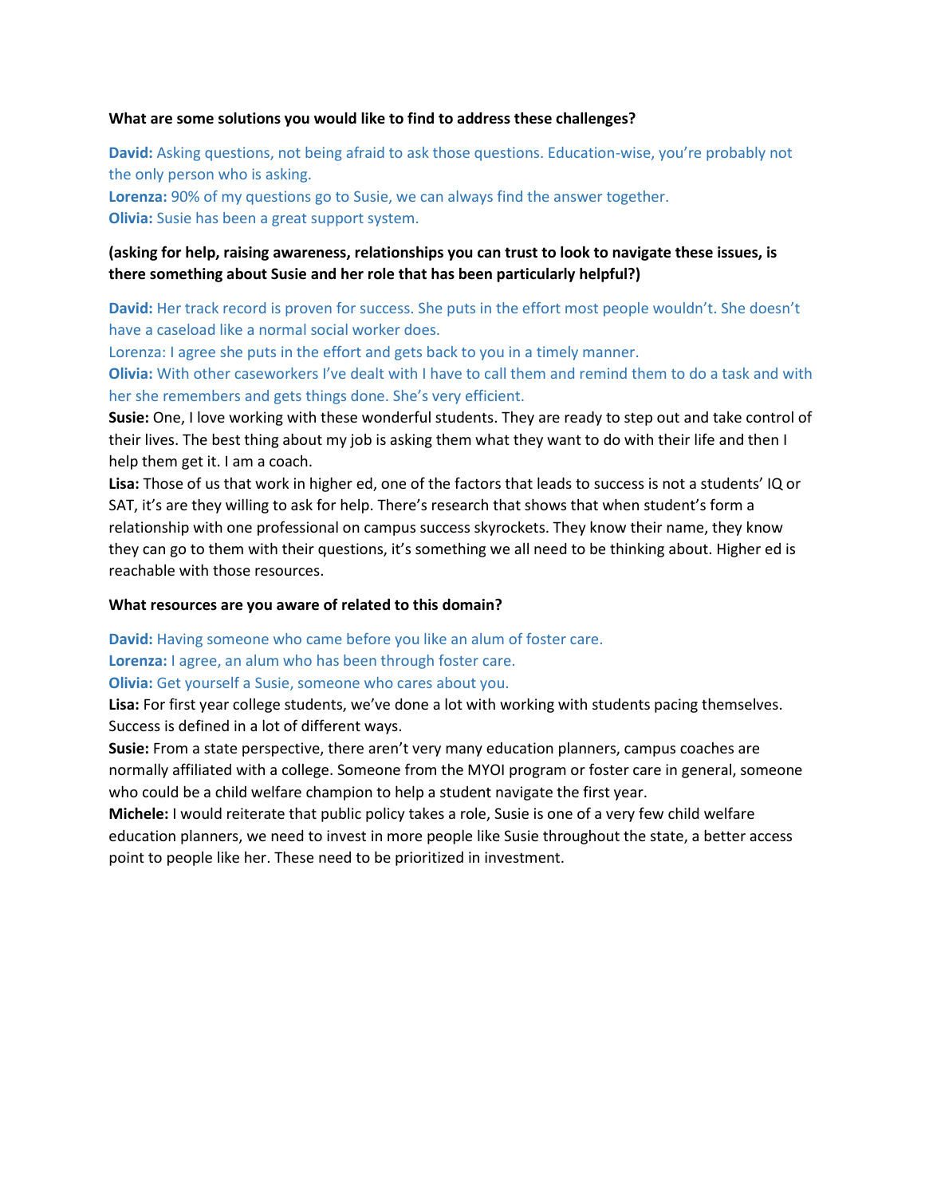**What are some solutions you would like to find to address these challenges?**

**David:** Asking questions, not being afraid to ask those questions. Education-wise, you're probably not the only person who is asking.
**Lorenza:** 90% of my questions go to Susie, we can always find the answer together.
**Olivia:** Susie has been a great support system.

**(asking for help, raising awareness, relationships you can trust to look to navigate these issues, is there something about Susie and her role that has been particularly helpful?)**

**David:** Her track record is proven for success. She puts in the effort most people wouldn't. She doesn't have a caseload like a normal social worker does.
Lorenza: I agree she puts in the effort and gets back to you in a timely manner.
**Olivia:** With other caseworkers I've dealt with I have to call them and remind them to do a task and with her she remembers and gets things done. She's very efficient.
**Susie:** One, I love working with these wonderful students. They are ready to step out and take control of their lives. The best thing about my job is asking them what they want to do with their life and then I help them get it. I am a coach.
**Lisa:** Those of us that work in higher ed, one of the factors that leads to success is not a students' IQ or SAT, it's are they willing to ask for help. There's research that shows that when student's form a relationship with one professional on campus success skyrockets. They know their name, they know they can go to them with their questions, it's something we all need to be thinking about. Higher ed is reachable with those resources.

**What resources are you aware of related to this domain?**

**David:** Having someone who came before you like an alum of foster care.
**Lorenza:** I agree, an alum who has been through foster care.
**Olivia:** Get yourself a Susie, someone who cares about you.
**Lisa:** For first year college students, we've done a lot with working with students pacing themselves. Success is defined in a lot of different ways.
**Susie:** From a state perspective, there aren't very many education planners, campus coaches are normally affiliated with a college. Someone from the MYOI program or foster care in general, someone who could be a child welfare champion to help a student navigate the first year.
**Michele:** I would reiterate that public policy takes a role, Susie is one of a very few child welfare education planners, we need to invest in more people like Susie throughout the state, a better access point to people like her. These need to be prioritized in investment.